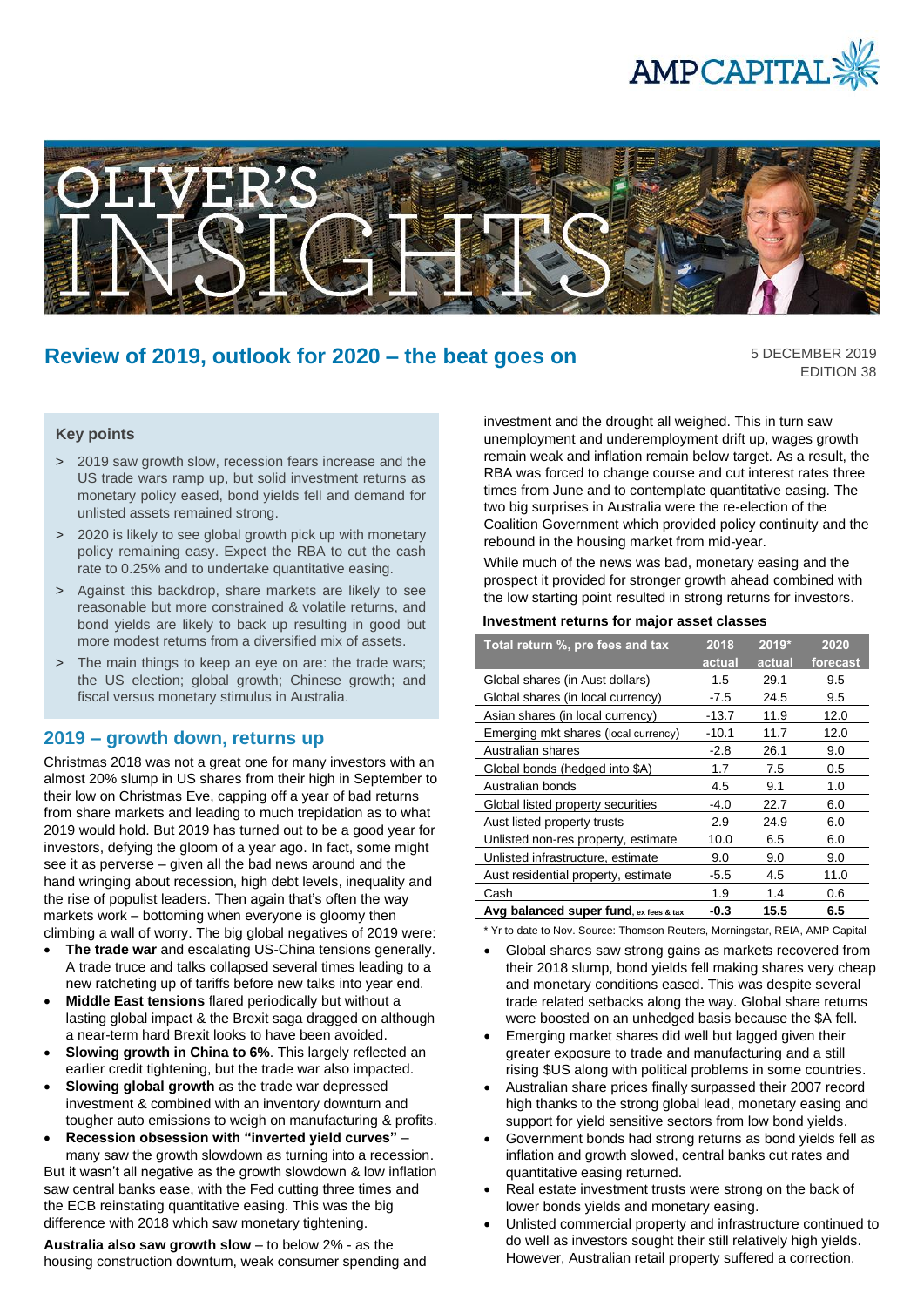# Review of 2019, outlook for 2020 – the beat goes on

5 DECEMBER 2019
EDITION 38

### Key points

> 2019 saw growth slow, recession fears increase and the US trade wars ramp up, but solid investment returns as monetary policy eased, bond yields fell and demand for unlisted assets remained strong.

> 2020 is likely to see global growth pick up with monetary policy remaining easy. Expect the RBA to cut the cash rate to 0.25% and to undertake quantitative easing.

> Against this backdrop, share markets are likely to see reasonable but more constrained & volatile returns, and bond yields are likely to back up resulting in good but more modest returns from a diversified mix of assets.

> The main things to keep an eye on are: the trade wars; the US election; global growth; Chinese growth; and fiscal versus monetary stimulus in Australia.

## 2019 – growth down, returns up

Christmas 2018 was not a great one for many investors with an almost 20% slump in US shares from their high in September to their low on Christmas Eve, capping off a year of bad returns from share markets and leading to much trepidation as to what 2019 would hold. But 2019 has turned out to be a good year for investors, defying the gloom of a year ago. In fact, some might see it as perverse – given all the bad news around and the hand wringing about recession, high debt levels, inequality and the rise of populist leaders. Then again that's often the way markets work – bottoming when everyone is gloomy then climbing a wall of worry. The big global negatives of 2019 were:

- **The trade war** and escalating US-China tensions generally. A trade truce and talks collapsed several times leading to a new ratcheting up of tariffs before new talks into year end.
- **Middle East tensions** flared periodically but without a lasting global impact & the Brexit saga dragged on although a near-term hard Brexit looks to have been avoided.
- **Slowing growth in China to 6%**. This largely reflected an earlier credit tightening, but the trade war also impacted.
- **Slowing global growth** as the trade war depressed investment & combined with an inventory downturn and tougher auto emissions to weigh on manufacturing & profits.
- **Recession obsession with "inverted yield curves"** – many saw the growth slowdown as turning into a recession.

But it wasn't all negative as the growth slowdown & low inflation saw central banks ease, with the Fed cutting three times and the ECB reinstating quantitative easing. This was the big difference with 2018 which saw monetary tightening.

**Australia also saw growth slow** – to below 2% - as the housing construction downturn, weak consumer spending and investment and the drought all weighed. This in turn saw unemployment and underemployment drift up, wages growth remain weak and inflation remain below target. As a result, the RBA was forced to change course and cut interest rates three times from June and to contemplate quantitative easing. The two big surprises in Australia were the re-election of the Coalition Government which provided policy continuity and the rebound in the housing market from mid-year.

While much of the news was bad, monetary easing and the prospect it provided for stronger growth ahead combined with the low starting point resulted in strong returns for investors.

**Investment returns for major asset classes**

| Total return %, pre fees and tax | 2018 actual | 2019* actual | 2020 forecast |
|---|---|---|---|
| Global shares (in Aust dollars) | 1.5 | 29.1 | 9.5 |
| Global shares (in local currency) | -7.5 | 24.5 | 9.5 |
| Asian shares (in local currency) | -13.7 | 11.9 | 12.0 |
| Emerging mkt shares (local currency) | -10.1 | 11.7 | 12.0 |
| Australian shares | -2.8 | 26.1 | 9.0 |
| Global bonds (hedged into $A) | 1.7 | 7.5 | 0.5 |
| Australian bonds | 4.5 | 9.1 | 1.0 |
| Global listed property securities | -4.0 | 22.7 | 6.0 |
| Aust listed property trusts | 2.9 | 24.9 | 6.0 |
| Unlisted non-res property, estimate | 10.0 | 6.5 | 6.0 |
| Unlisted infrastructure, estimate | 9.0 | 9.0 | 9.0 |
| Aust residential property, estimate | -5.5 | 4.5 | 11.0 |
| Cash | 1.9 | 1.4 | 0.6 |
| **Avg balanced super fund**, ex fees & tax | **-0.3** | **15.5** | **6.5** |

\* Yr to date to Nov. Source: Thomson Reuters, Morningstar, REIA, AMP Capital

- Global shares saw strong gains as markets recovered from their 2018 slump, bond yields fell making shares very cheap and monetary conditions eased. This was despite several trade related setbacks along the way. Global share returns were boosted on an unhedged basis because the $A fell.
- Emerging market shares did well but lagged given their greater exposure to trade and manufacturing and a still rising $US along with political problems in some countries.
- Australian share prices finally surpassed their 2007 record high thanks to the strong global lead, monetary easing and support for yield sensitive sectors from low bond yields.
- Government bonds had strong returns as bond yields fell as inflation and growth slowed, central banks cut rates and quantitative easing returned.
- Real estate investment trusts were strong on the back of lower bonds yields and monetary easing.
- Unlisted commercial property and infrastructure continued to do well as investors sought their still relatively high yields. However, Australian retail property suffered a correction.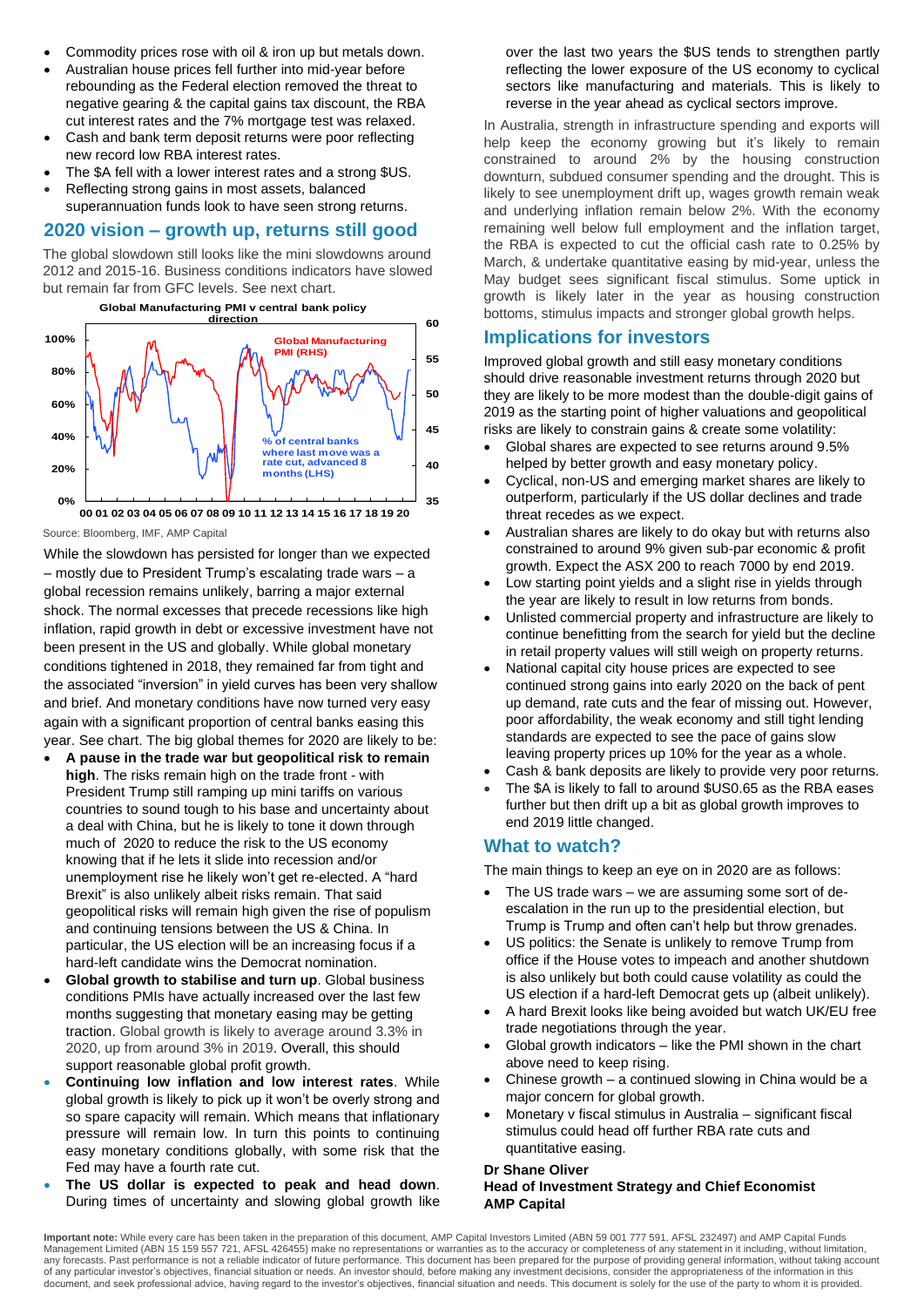- Commodity prices rose with oil & iron up but metals down.
- Australian house prices fell further into mid-year before rebounding as the Federal election removed the threat to negative gearing & the capital gains tax discount, the RBA cut interest rates and the 7% mortgage test was relaxed.
- Cash and bank term deposit returns were poor reflecting new record low RBA interest rates.
- The $A fell with a lower interest rates and a strong $US.
- Reflecting strong gains in most assets, balanced superannuation funds look to have seen strong returns.

## 2020 vision – growth up, returns still good

The global slowdown still looks like the mini slowdowns around 2012 and 2015-16. Business conditions indicators have slowed but remain far from GFC levels. See next chart.

Global Manufacturing PMI v central bank policy direction

Global Manufacturing PMI (RHS)

% of central banks where last move was a rate cut, advanced 8 months (LHS)

100%
80%
60%
40%
20%
0%

60
55
50
45
40
35

00 01 02 03 04 05 06 07 08 09 10 11 12 13 14 15 16 17 18 19 20

Source: Bloomberg, IMF, AMP Capital

While the slowdown has persisted for longer than we expected – mostly due to President Trump's escalating trade wars – a global recession remains unlikely, barring a major external shock. The normal excesses that precede recessions like high inflation, rapid growth in debt or excessive investment have not been present in the US and globally. While global monetary conditions tightened in 2018, they remained far from tight and the associated "inversion" in yield curves has been very shallow and brief. And monetary conditions have now turned very easy again with a significant proportion of central banks easing this year. See chart. The big global themes for 2020 are likely to be:

- **A pause in the trade war but geopolitical risk to remain high**. The risks remain high on the trade front - with President Trump still ramping up mini tariffs on various countries to sound tough to his base and uncertainty about a deal with China, but he is likely to tone it down through much of 2020 to reduce the risk to the US economy knowing that if he lets it slide into recession and/or unemployment rise he likely won't get re-elected. A "hard Brexit" is also unlikely albeit risks remain. That said geopolitical risks will remain high given the rise of populism and continuing tensions between the US & China. In particular, the US election will be an increasing focus if a hard-left candidate wins the Democrat nomination.
- **Global growth to stabilise and turn up**. Global business conditions PMIs have actually increased over the last few months suggesting that monetary easing may be getting traction. Global growth is likely to average around 3.3% in 2020, up from around 3% in 2019. Overall, this should support reasonable global profit growth.
- **Continuing low inflation and low interest rates**. While global growth is likely to pick up it won't be overly strong and so spare capacity will remain. Which means that inflationary pressure will remain low. In turn this points to continuing easy monetary conditions globally, with some risk that the Fed may have a fourth rate cut.
- **The US dollar is expected to peak and head down**. During times of uncertainty and slowing global growth like over the last two years the $US tends to strengthen partly reflecting the lower exposure of the US economy to cyclical sectors like manufacturing and materials. This is likely to reverse in the year ahead as cyclical sectors improve.

In Australia, strength in infrastructure spending and exports will help keep the economy growing but it's likely to remain constrained to around 2% by the housing construction downturn, subdued consumer spending and the drought. This is likely to see unemployment drift up, wages growth remain weak and underlying inflation remain below 2%. With the economy remaining well below full employment and the inflation target, the RBA is expected to cut the official cash rate to 0.25% by March, & undertake quantitative easing by mid-year, unless the May budget sees significant fiscal stimulus. Some uptick in growth is likely later in the year as housing construction bottoms, stimulus impacts and stronger global growth helps.

## Implications for investors

Improved global growth and still easy monetary conditions should drive reasonable investment returns through 2020 but they are likely to be more modest than the double-digit gains of 2019 as the starting point of higher valuations and geopolitical risks are likely to constrain gains & create some volatility:

- Global shares are expected to see returns around 9.5% helped by better growth and easy monetary policy.
- Cyclical, non-US and emerging market shares are likely to outperform, particularly if the US dollar declines and trade threat recedes as we expect.
- Australian shares are likely to do okay but with returns also constrained to around 9% given sub-par economic & profit growth. Expect the ASX 200 to reach 7000 by end 2019.
- Low starting point yields and a slight rise in yields through the year are likely to result in low returns from bonds.
- Unlisted commercial property and infrastructure are likely to continue benefitting from the search for yield but the decline in retail property values will still weigh on property returns.
- National capital city house prices are expected to see continued strong gains into early 2020 on the back of pent up demand, rate cuts and the fear of missing out. However, poor affordability, the weak economy and still tight lending standards are expected to see the pace of gains slow leaving property prices up 10% for the year as a whole.
- Cash & bank deposits are likely to provide very poor returns.
- The $A is likely to fall to around $US0.65 as the RBA eases further but then drift up a bit as global growth improves to end 2019 little changed.

## What to watch?

The main things to keep an eye on in 2020 are as follows:

- The US trade wars – we are assuming some sort of de-escalation in the run up to the presidential election, but Trump is Trump and often can't help but throw grenades.
- US politics: the Senate is unlikely to remove Trump from office if the House votes to impeach and another shutdown is also unlikely but both could cause volatility as could the US election if a hard-left Democrat gets up (albeit unlikely).
- A hard Brexit looks like being avoided but watch UK/EU free trade negotiations through the year.
- Global growth indicators – like the PMI shown in the chart above need to keep rising.
- Chinese growth – a continued slowing in China would be a major concern for global growth.
- Monetary v fiscal stimulus in Australia – significant fiscal stimulus could head off further RBA rate cuts and quantitative easing.

**Dr Shane Oliver**
**Head of Investment Strategy and Chief Economist**
**AMP Capital**

**Important note:** While every care has been taken in the preparation of this document, AMP Capital Investors Limited (ABN 59 001 777 591, AFSL 232497) and AMP Capital Funds Management Limited (ABN 15 159 557 721, AFSL 426455) make no representations or warranties as to the accuracy or completeness of any statement in it including, without limitation, any forecasts. Past performance is not a reliable indicator of future performance. This document has been prepared for the purpose of providing general information, without taking account of any particular investor's objectives, financial situation or needs. An investor should, before making any investment decisions, consider the appropriateness of the information in this document, and seek professional advice, having regard to the investor's objectives, financial situation and needs. This document is solely for the use of the party to whom it is provided.